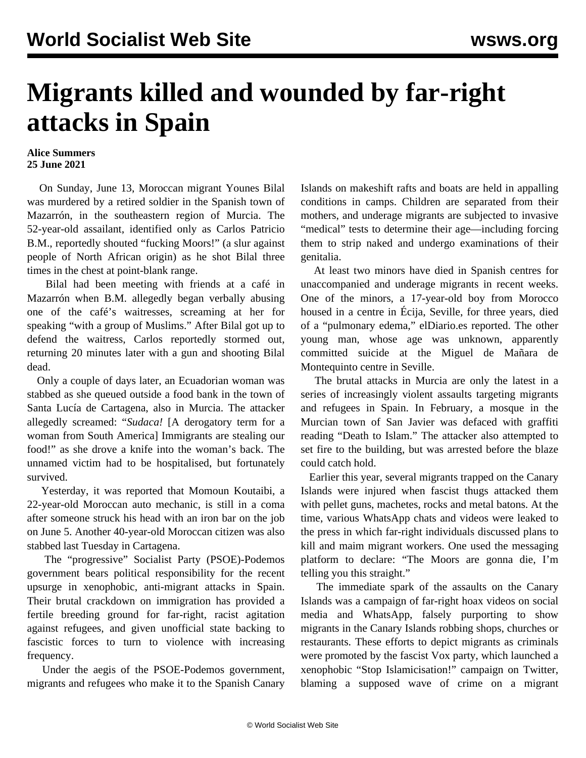# Migrants killed and wounded by far-right attacks in Spain

**Alice Summers**
**25 June 2021**

On Sunday, June 13, Moroccan migrant Younes Bilal was murdered by a retired soldier in the Spanish town of Mazarrón, in the southeastern region of Murcia. The 52-year-old assailant, identified only as Carlos Patricio B.M., reportedly shouted "fucking Moors!" (a slur against people of North African origin) as he shot Bilal three times in the chest at point-blank range.

Bilal had been meeting with friends at a café in Mazarrón when B.M. allegedly began verbally abusing one of the café's waitresses, screaming at her for speaking "with a group of Muslims." After Bilal got up to defend the waitress, Carlos reportedly stormed out, returning 20 minutes later with a gun and shooting Bilal dead.

Only a couple of days later, an Ecuadorian woman was stabbed as she queued outside a food bank in the town of Santa Lucía de Cartagena, also in Murcia. The attacker allegedly screamed: "*Sudaca!* [A derogatory term for a woman from South America] Immigrants are stealing our food!" as she drove a knife into the woman's back. The unnamed victim had to be hospitalised, but fortunately survived.

Yesterday, it was reported that Momoun Koutaibi, a 22-year-old Moroccan auto mechanic, is still in a coma after someone struck his head with an iron bar on the job on June 5. Another 40-year-old Moroccan citizen was also stabbed last Tuesday in Cartagena.

The "progressive" Socialist Party (PSOE)-Podemos government bears political responsibility for the recent upsurge in xenophobic, anti-migrant attacks in Spain. Their brutal crackdown on immigration has provided a fertile breeding ground for far-right, racist agitation against refugees, and given unofficial state backing to fascistic forces to turn to violence with increasing frequency.

Under the aegis of the PSOE-Podemos government, migrants and refugees who make it to the Spanish Canary Islands on makeshift rafts and boats are held in appalling conditions in camps. Children are separated from their mothers, and underage migrants are subjected to invasive "medical" tests to determine their age—including forcing them to strip naked and undergo examinations of their genitalia.

At least two minors have died in Spanish centres for unaccompanied and underage migrants in recent weeks. One of the minors, a 17-year-old boy from Morocco housed in a centre in Écija, Seville, for three years, died of a "pulmonary edema," elDiario.es reported. The other young man, whose age was unknown, apparently committed suicide at the Miguel de Mañara de Montequinto centre in Seville.

The brutal attacks in Murcia are only the latest in a series of increasingly violent assaults targeting migrants and refugees in Spain. In February, a mosque in the Murcian town of San Javier was defaced with graffiti reading "Death to Islam." The attacker also attempted to set fire to the building, but was arrested before the blaze could catch hold.

Earlier this year, several migrants trapped on the Canary Islands were injured when fascist thugs attacked them with pellet guns, machetes, rocks and metal batons. At the time, various WhatsApp chats and videos were leaked to the press in which far-right individuals discussed plans to kill and maim migrant workers. One used the messaging platform to declare: "The Moors are gonna die, I'm telling you this straight."

The immediate spark of the assaults on the Canary Islands was a campaign of far-right hoax videos on social media and WhatsApp, falsely purporting to show migrants in the Canary Islands robbing shops, churches or restaurants. These efforts to depict migrants as criminals were promoted by the fascist Vox party, which launched a xenophobic "Stop Islamicisation!" campaign on Twitter, blaming a supposed wave of crime on a migrant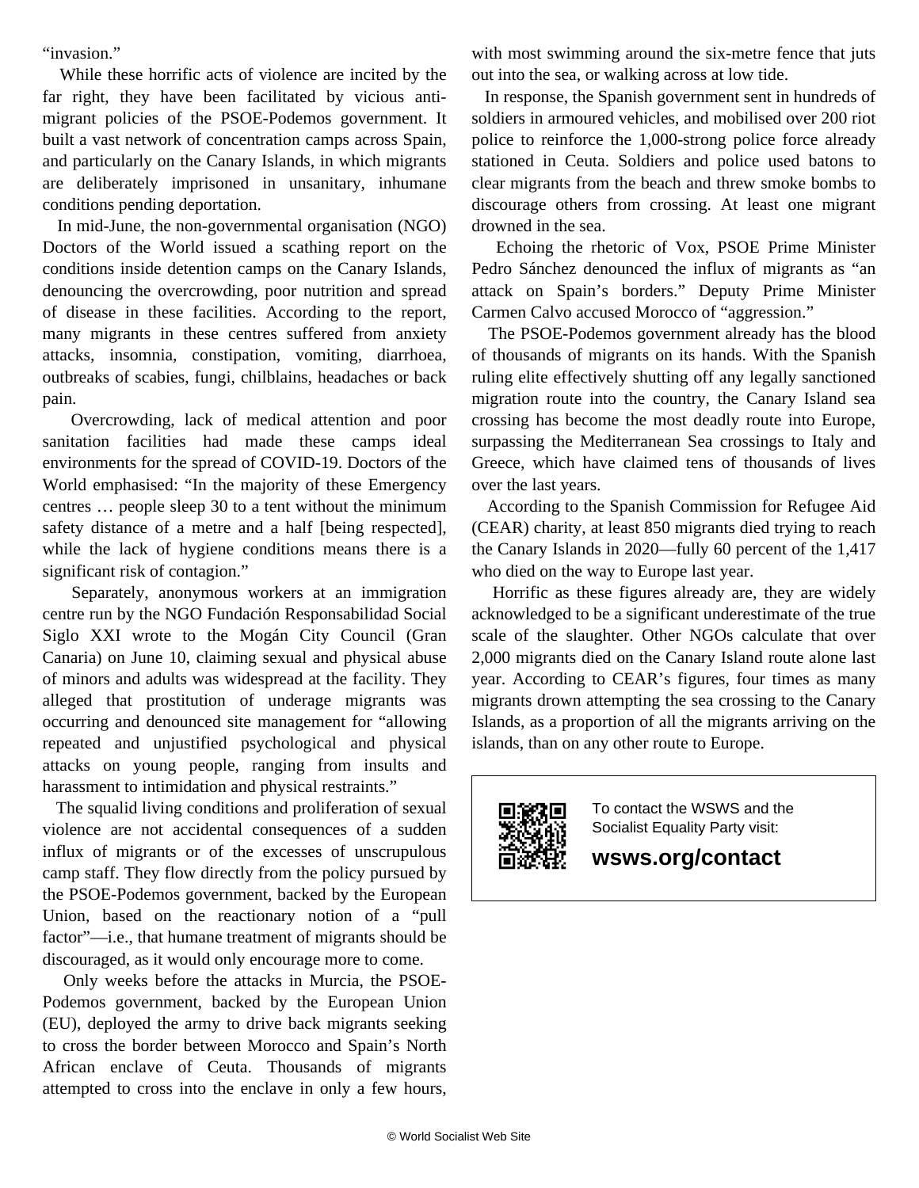"invasion."

While these horrific acts of violence are incited by the far right, they have been facilitated by vicious anti-migrant policies of the PSOE-Podemos government. It built a vast network of concentration camps across Spain, and particularly on the Canary Islands, in which migrants are deliberately imprisoned in unsanitary, inhumane conditions pending deportation.

In mid-June, the non-governmental organisation (NGO) Doctors of the World issued a scathing report on the conditions inside detention camps on the Canary Islands, denouncing the overcrowding, poor nutrition and spread of disease in these facilities. According to the report, many migrants in these centres suffered from anxiety attacks, insomnia, constipation, vomiting, diarrhoea, outbreaks of scabies, fungi, chilblains, headaches or back pain.

Overcrowding, lack of medical attention and poor sanitation facilities had made these camps ideal environments for the spread of COVID-19. Doctors of the World emphasised: "In the majority of these Emergency centres … people sleep 30 to a tent without the minimum safety distance of a metre and a half [being respected], while the lack of hygiene conditions means there is a significant risk of contagion."

Separately, anonymous workers at an immigration centre run by the NGO Fundación Responsabilidad Social Siglo XXI wrote to the Mogán City Council (Gran Canaria) on June 10, claiming sexual and physical abuse of minors and adults was widespread at the facility. They alleged that prostitution of underage migrants was occurring and denounced site management for "allowing repeated and unjustified psychological and physical attacks on young people, ranging from insults and harassment to intimidation and physical restraints."

The squalid living conditions and proliferation of sexual violence are not accidental consequences of a sudden influx of migrants or of the excesses of unscrupulous camp staff. They flow directly from the policy pursued by the PSOE-Podemos government, backed by the European Union, based on the reactionary notion of a "pull factor"—i.e., that humane treatment of migrants should be discouraged, as it would only encourage more to come.

Only weeks before the attacks in Murcia, the PSOE-Podemos government, backed by the European Union (EU), deployed the army to drive back migrants seeking to cross the border between Morocco and Spain's North African enclave of Ceuta. Thousands of migrants attempted to cross into the enclave in only a few hours, with most swimming around the six-metre fence that juts out into the sea, or walking across at low tide.

In response, the Spanish government sent in hundreds of soldiers in armoured vehicles, and mobilised over 200 riot police to reinforce the 1,000-strong police force already stationed in Ceuta. Soldiers and police used batons to clear migrants from the beach and threw smoke bombs to discourage others from crossing. At least one migrant drowned in the sea.

Echoing the rhetoric of Vox, PSOE Prime Minister Pedro Sánchez denounced the influx of migrants as "an attack on Spain's borders." Deputy Prime Minister Carmen Calvo accused Morocco of "aggression."

The PSOE-Podemos government already has the blood of thousands of migrants on its hands. With the Spanish ruling elite effectively shutting off any legally sanctioned migration route into the country, the Canary Island sea crossing has become the most deadly route into Europe, surpassing the Mediterranean Sea crossings to Italy and Greece, which have claimed tens of thousands of lives over the last years.

According to the Spanish Commission for Refugee Aid (CEAR) charity, at least 850 migrants died trying to reach the Canary Islands in 2020—fully 60 percent of the 1,417 who died on the way to Europe last year.

Horrific as these figures already are, they are widely acknowledged to be a significant underestimate of the true scale of the slaughter. Other NGOs calculate that over 2,000 migrants died on the Canary Island route alone last year. According to CEAR's figures, four times as many migrants drown attempting the sea crossing to the Canary Islands, as a proportion of all the migrants arriving on the islands, than on any other route to Europe.

To contact the WSWS and the Socialist Equality Party visit:

**wsws.org/contact**